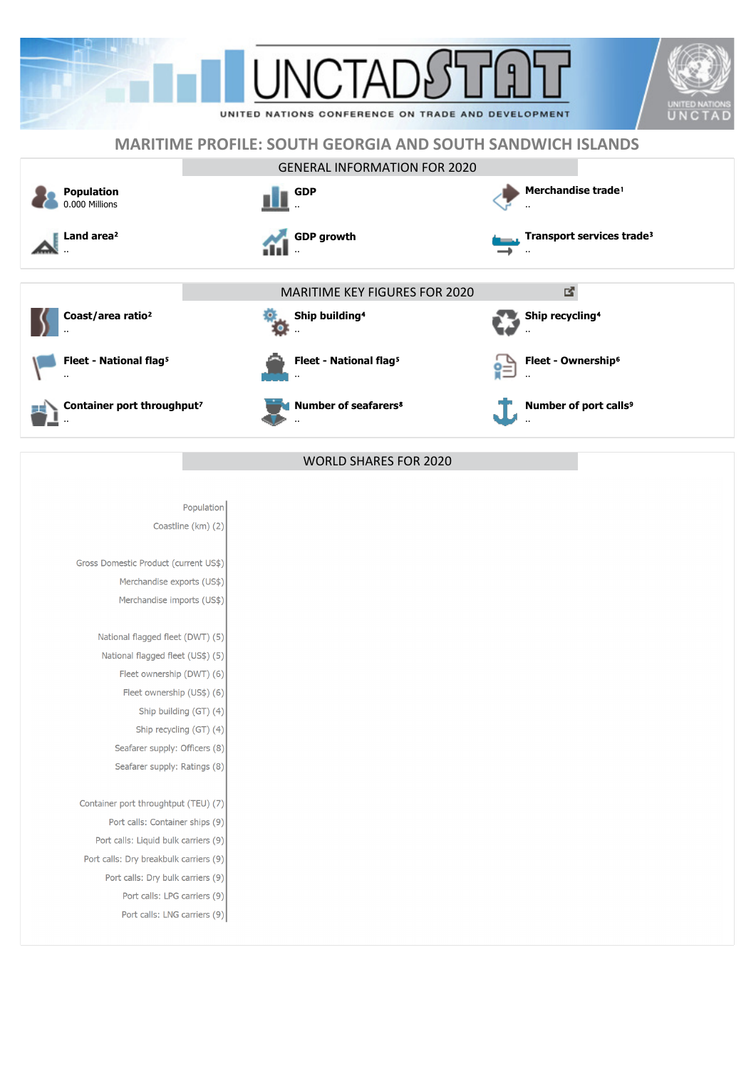UNCTADSTAT

UNITED NATIONS CONFERENCE ON TRADE AND DEVELOPMENT

# MARITIME PROFILE: SOUTH GEORGIA AND SOUTH SANDWICH ISLANDS

## GENERAL INFORMATION FOR 2020

**Population**
0.000 Millions

**GDP**
..

**Merchandise trade**[1]
..

**Land area**[2]
..

**GDP growth**
..

**Transport services trade**[3]
..

## MARITIME KEY FIGURES FOR 2020

**Coast/area ratio**[2]
..

**Ship building**[4]
..

**Ship recycling**[4]
..

**Fleet - National flag**[5]
..

**Fleet - National flag**[5]
..

**Fleet - Ownership**[6]
..

**Container port throughput**[7]
..

**Number of seafarers**[8]
..

**Number of port calls**[9]
..

## WORLD SHARES FOR 2020

Population
Coastline (km) (2)

Gross Domestic Product (current US$)
Merchandise exports (US$)
Merchandise imports (US$)

National flagged fleet (DWT) (5)
National flagged fleet (US$) (5)
Fleet ownership (DWT) (6)
Fleet ownership (US$) (6)
Ship building (GT) (4)
Ship recycling (GT) (4)
Seafarer supply: Officers (8)
Seafarer supply: Ratings (8)

Container port throughput (TEU) (7)
Port calls: Container ships (9)
Port calls: Liquid bulk carriers (9)
Port calls: Dry breakbulk carriers (9)
Port calls: Dry bulk carriers (9)
Port calls: LPG carriers (9)
Port calls: LNG carriers (9)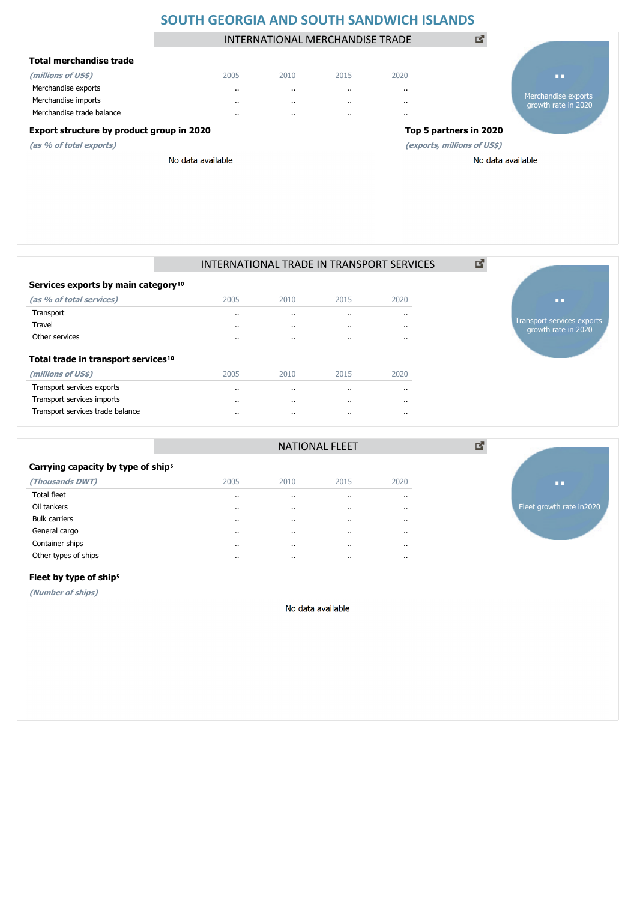# SOUTH GEORGIA AND SOUTH SANDWICH ISLANDS

## INTERNATIONAL MERCHANDISE TRADE

### Total merchandise trade

| *(millions of US$)* | 2005 | 2010 | 2015 | 2020 |
|---|---|---|---|---|
| Merchandise exports | .. | .. | .. | .. |
| Merchandise imports | .. | .. | .. | .. |
| Merchandise trade balance | .. | .. | .. | .. |

..
Merchandise exports growth rate in 2020

### Export structure by product group in 2020

*(as % of total exports)*

No data available

### Top 5 partners in 2020

*(exports, millions of US$)*

No data available

## INTERNATIONAL TRADE IN TRANSPORT SERVICES

### Services exports by main category[10]

| *(as % of total services)* | 2005 | 2010 | 2015 | 2020 |
|---|---|---|---|---|
| Transport | .. | .. | .. | .. |
| Travel | .. | .. | .. | .. |
| Other services | .. | .. | .. | .. |

..
Transport services exports growth rate in 2020

### Total trade in transport services[10]

| *(millions of US$)* | 2005 | 2010 | 2015 | 2020 |
|---|---|---|---|---|
| Transport services exports | .. | .. | .. | .. |
| Transport services imports | .. | .. | .. | .. |
| Transport services trade balance | .. | .. | .. | .. |

## NATIONAL FLEET

### Carrying capacity by type of ship[5]

| *(Thousands DWT)* | 2005 | 2010 | 2015 | 2020 |
|---|---|---|---|---|
| Total fleet | .. | .. | .. | .. |
| Oil tankers | .. | .. | .. | .. |
| Bulk carriers | .. | .. | .. | .. |
| General cargo | .. | .. | .. | .. |
| Container ships | .. | .. | .. | .. |
| Other types of ships | .. | .. | .. | .. |

..
Fleet growth rate in2020

### Fleet by type of ship[5]

*(Number of ships)*

No data available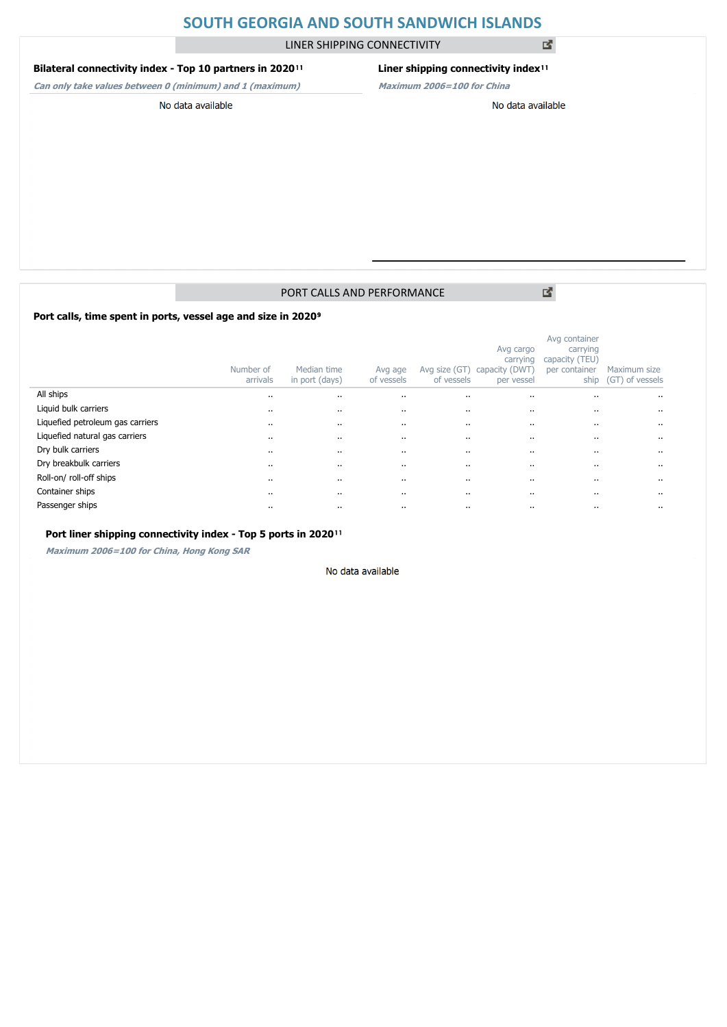# SOUTH GEORGIA AND SOUTH SANDWICH ISLANDS

## LINER SHIPPING CONNECTIVITY

### Bilateral connectivity index - Top 10 partners in 2020[11]

*Can only take values between 0 (minimum) and 1 (maximum)*

No data available

### Liner shipping connectivity index[11]

*Maximum 2006=100 for China*

No data available

## PORT CALLS AND PERFORMANCE

### Port calls, time spent in ports, vessel age and size in 2020[9]

| | Number of arrivals | Median time in port (days) | Avg age of vessels | Avg size (GT) of vessels | Avg cargo carrying capacity (DWT) per vessel | Avg container carrying capacity (TEU) per container ship | Maximum size (GT) of vessels |
|---|---|---|---|---|---|---|---|
| All ships | .. | .. | .. | .. | .. | .. | .. |
| Liquid bulk carriers | .. | .. | .. | .. | .. | .. | .. |
| Liquefied petroleum gas carriers | .. | .. | .. | .. | .. | .. | .. |
| Liquefied natural gas carriers | .. | .. | .. | .. | .. | .. | .. |
| Dry bulk carriers | .. | .. | .. | .. | .. | .. | .. |
| Dry breakbulk carriers | .. | .. | .. | .. | .. | .. | .. |
| Roll-on/ roll-off ships | .. | .. | .. | .. | .. | .. | .. |
| Container ships | .. | .. | .. | .. | .. | .. | .. |
| Passenger ships | .. | .. | .. | .. | .. | .. | .. |

### Port liner shipping connectivity index - Top 5 ports in 2020[11]

*Maximum 2006=100 for China, Hong Kong SAR*

No data available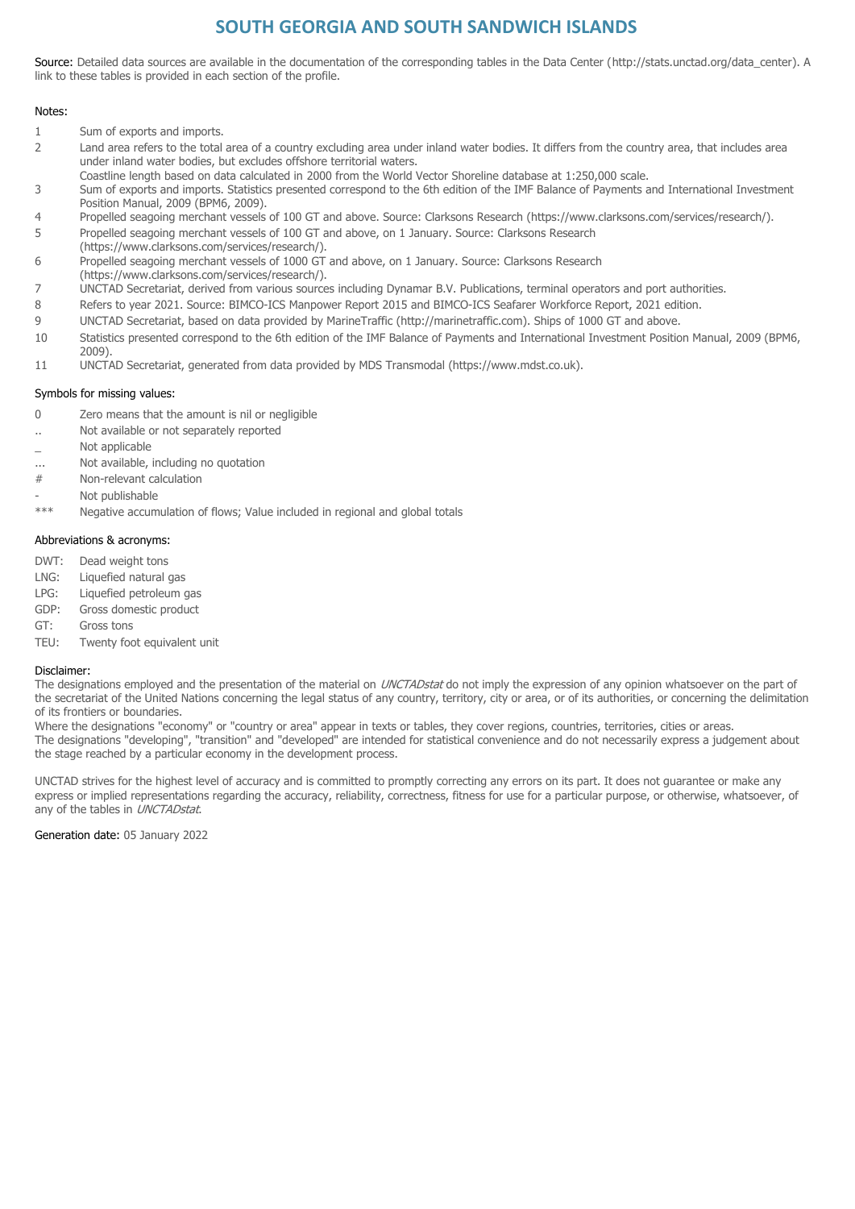# SOUTH GEORGIA AND SOUTH SANDWICH ISLANDS

Source: Detailed data sources are available in the documentation of the corresponding tables in the Data Center (http://stats.unctad.org/data_center). A link to these tables is provided in each section of the profile.

Notes:

1 Sum of exports and imports.

2 Land area refers to the total area of a country excluding area under inland water bodies. It differs from the country area, that includes area under inland water bodies, but excludes offshore territorial waters.
Coastline length based on data calculated in 2000 from the World Vector Shoreline database at 1:250,000 scale.

3 Sum of exports and imports. Statistics presented correspond to the 6th edition of the IMF Balance of Payments and International Investment Position Manual, 2009 (BPM6, 2009).

4 Propelled seagoing merchant vessels of 100 GT and above. Source: Clarksons Research (https://www.clarksons.com/services/research/).

5 Propelled seagoing merchant vessels of 100 GT and above, on 1 January. Source: Clarksons Research (https://www.clarksons.com/services/research/).

6 Propelled seagoing merchant vessels of 1000 GT and above, on 1 January. Source: Clarksons Research (https://www.clarksons.com/services/research/).

7 UNCTAD Secretariat, derived from various sources including Dynamar B.V. Publications, terminal operators and port authorities.

8 Refers to year 2021. Source: BIMCO-ICS Manpower Report 2015 and BIMCO-ICS Seafarer Workforce Report, 2021 edition.

9 UNCTAD Secretariat, based on data provided by MarineTraffic (http://marinetraffic.com). Ships of 1000 GT and above.

10 Statistics presented correspond to the 6th edition of the IMF Balance of Payments and International Investment Position Manual, 2009 (BPM6, 2009).

11 UNCTAD Secretariat, generated from data provided by MDS Transmodal (https://www.mdst.co.uk).

Symbols for missing values:

0 Zero means that the amount is nil or negligible
.. Not available or not separately reported
_ Not applicable
... Not available, including no quotation
# Non-relevant calculation
- Not publishable
*** Negative accumulation of flows; Value included in regional and global totals

Abbreviations & acronyms:

DWT: Dead weight tons
LNG: Liquefied natural gas
LPG: Liquefied petroleum gas
GDP: Gross domestic product
GT: Gross tons
TEU: Twenty foot equivalent unit

Disclaimer:
The designations employed and the presentation of the material on *UNCTADstat* do not imply the expression of any opinion whatsoever on the part of the secretariat of the United Nations concerning the legal status of any country, territory, city or area, or of its authorities, or concerning the delimitation of its frontiers or boundaries.
Where the designations "economy" or "country or area" appear in texts or tables, they cover regions, countries, territories, cities or areas.
The designations "developing", "transition" and "developed" are intended for statistical convenience and do not necessarily express a judgement about the stage reached by a particular economy in the development process.

UNCTAD strives for the highest level of accuracy and is committed to promptly correcting any errors on its part. It does not guarantee or make any express or implied representations regarding the accuracy, reliability, correctness, fitness for use for a particular purpose, or otherwise, whatsoever, of any of the tables in *UNCTADstat*.

Generation date: 05 January 2022